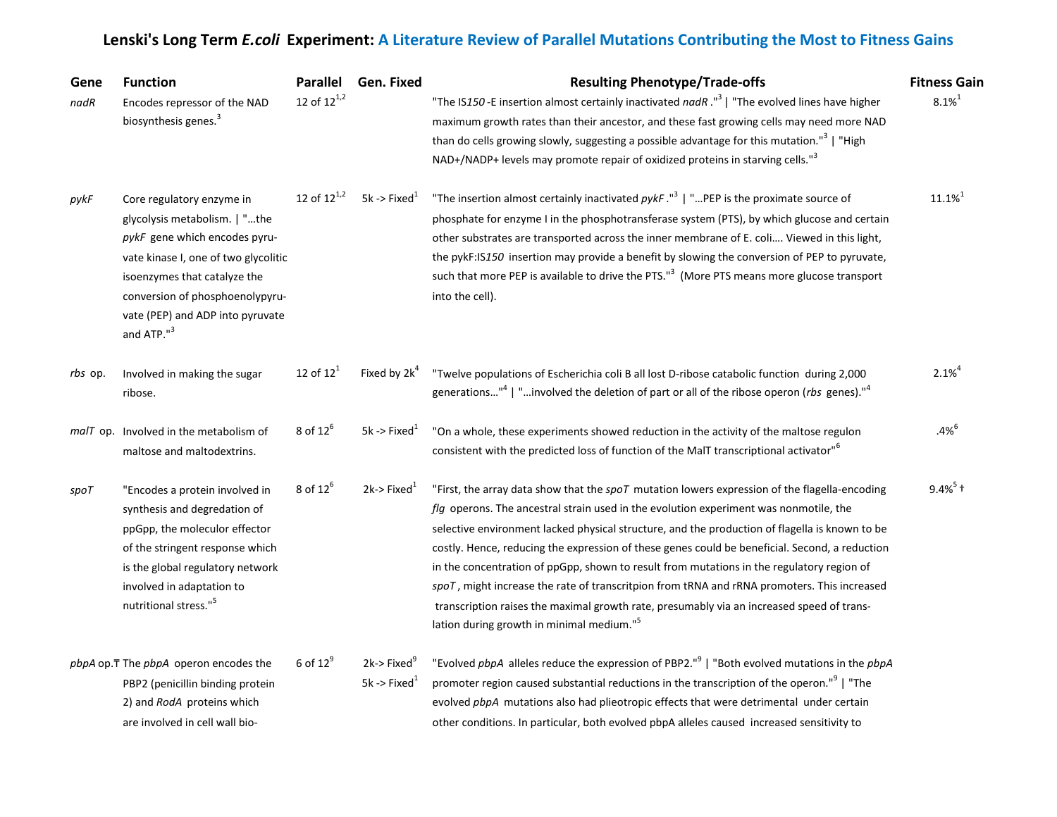# Lenski's Long Term *E.coli* Experiment: A Literature Review of Parallel Mutations Contributing the Most to Fitness Gains

| Gene | Function | Parallel | Gen. Fixed | Resulting Phenotype/Trade-offs | Fitness Gain |
|---|---|---|---|---|---|
| *nadR* | Encodes repressor of the NAD biosynthesis genes.[3] | 12 of 12[1,2] | | "The IS*150*-E insertion almost certainly inactivated *nadR*."[3] \| "The evolved lines have higher maximum growth rates than their ancestor, and these fast growing cells may need more NAD than do cells growing slowly, suggesting a possible advantage for this mutation."[3] \| "High NAD+/NADP+ levels may promote repair of oxidized proteins in starving cells."[3] | 8.1%[1] |
| *pykF* | Core regulatory enzyme in glycolysis metabolism. \| "…the *pykF* gene which encodes pyruvate kinase I, one of two glycolitic isoenzymes that catalyze the conversion of phosphoenolypyruvate (PEP) and ADP into pyruvate and ATP."[3] | 12 of 12[1,2] | 5k -> Fixed[1] | "The insertion almost certainly inactivated *pykF*."[3] \| "…PEP is the proximate source of phosphate for enzyme I in the phosphotransferase system (PTS), by which glucose and certain other substrates are transported across the inner membrane of E. coli…. Viewed in this light, the pykF:IS*150* insertion may provide a benefit by slowing the conversion of PEP to pyruvate, such that more PEP is available to drive the PTS."[3] (More PTS means more glucose transport into the cell). | 11.1%[1] |
| *rbs* op. | Involved in making the sugar ribose. | 12 of 12[1] | Fixed by 2k[4] | "Twelve populations of Escherichia coli B all lost D-ribose catabolic function during 2,000 generations…"[4] \| "…involved the deletion of part or all of the ribose operon (*rbs* genes)."[4] | 2.1%[4] |
| *malT* op. | Involved in the metabolism of maltose and maltodextrins. | 8 of 12[6] | 5k -> Fixed[1] | "On a whole, these experiments showed reduction in the activity of the maltose regulon consistent with the predicted loss of function of the MalT transcriptional activator"[6] | .4%[6] |
| *spoT* | "Encodes a protein involved in synthesis and degredation of ppGpp, the moleculor effector of the stringent response which is the global regulatory network involved in adaptation to nutritional stress."[5] | 8 of 12[6] | 2k-> Fixed[1] | "First, the array data show that the *spoT* mutation lowers expression of the flagella-encoding *flg* operons. The ancestral strain used in the evolution experiment was nonmotile, the selective environment lacked physical structure, and the production of flagella is known to be costly. Hence, reducing the expression of these genes could be beneficial. Second, a reduction in the concentration of ppGpp, shown to result from mutations in the regulatory region of *spoT*, might increase the rate of transcritpion from tRNA and rRNA promoters. This increased transcription raises the maximal growth rate, presumably via an increased speed of translation during growth in minimal medium."[5] | 9.4%[5] † |
| *pbpA* op.₸ | The *pbpA* operon encodes the PBP2 (penicillin binding protein 2) and *RodA* proteins which are involved in cell wall bio- | 6 of 12[9] | 2k-> Fixed[9] 5k -> Fixed[1] | "Evolved *pbpA* alleles reduce the expression of PBP2."[9] \| "Both evolved mutations in the *pbpA* promoter region caused substantial reductions in the transcription of the operon."[9] \| "The evolved *pbpA* mutations also had plieotropic effects that were detrimental under certain other conditions. In particular, both evolved pbpA alleles caused increased sensitivity to | |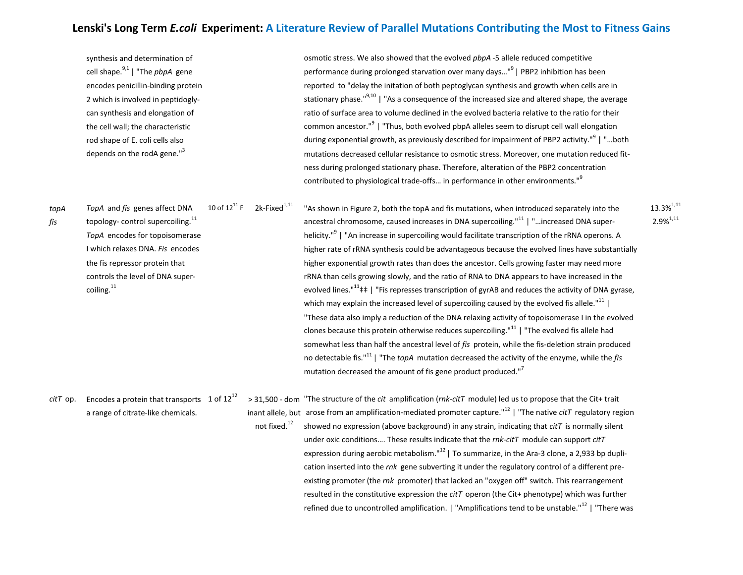| Gene | Function | Lines | Status | Notes | Fitness |
|---|---|---|---|---|---|
| | synthesis and determination of cell shape.[9,1] \| "The *pbpA* gene encodes penicillin-binding protein 2 which is involved in peptidoglycan synthesis and elongation of the cell wall; the characteristic rod shape of E. coli cells also depends on the rodA gene."[3] | | | osmotic stress. We also showed that the evolved *pbpA* -5 allele reduced competitive performance during prolonged starvation over many days…"[9] \| PBP2 inhibition has been reported to "delay the initation of both peptoglycan synthesis and growth when cells are in stationary phase."[9,10] \| "As a consequence of the increased size and altered shape, the average ratio of surface area to volume declined in the evolved bacteria relative to the ratio for their common ancestor."[9] \| "Thus, both evolved pbpA alleles seem to disrupt cell wall elongation during exponential growth, as previously described for impairment of PBP2 activity."[9] \| "…both mutations decreased cellular resistance to osmotic stress. Moreover, one mutation reduced fitness during prolonged stationary phase. Therefore, alteration of the PBP2 concentration contributed to physiological trade-offs… in performance in other environments."[9] | |
| *topA* *fis* | *TopA* and *fis* genes affect DNA topology- control supercoiling.[11] *TopA* encodes for topoisomerase I which relaxes DNA. *Fis* encodes the fis repressor protein that controls the level of DNA supercoiling.[11] | 10 of 12[11] ₣ | 2k-Fixed[1,11] | "As shown in Figure 2, both the topA and fis mutations, when introduced separately into the ancestral chromosome, caused increases in DNA supercoiling."[11] \| "…increased DNA superhelicity."[9] \| "An increase in supercoiling would facilitate transcription of the rRNA operons. A higher rate of rRNA synthesis could be advantageous because the evolved lines have substantially higher exponential growth rates than does the ancestor. Cells growing faster may need more rRNA than cells growing slowly, and the ratio of RNA to DNA appears to have increased in the evolved lines."[11]‡‡ \| "Fis represses transcription of gyrAB and reduces the activity of DNA gyrase, which may explain the increased level of supercoiling caused by the evolved fis allele."[11] \| "These data also imply a reduction of the DNA relaxing activity of topoisomerase I in the evolved clones because this protein otherwise reduces supercoiling."[11] \| "The evolved fis allele had somewhat less than half the ancestral level of *fis* protein, while the fis-deletion strain produced no detectable fis."[11] \| "The *topA* mutation decreased the activity of the enzyme, while the *fis* mutation decreased the amount of fis gene product produced."[7] | 13.3%[1,11] 2.9%[1,11] |
| *citT* op. | Encodes a protein that transports a range of citrate-like chemicals. | 1 of 12[12] | > 31,500 - dominant allele, but not fixed.[12] | "The structure of the *cit* amplification (*rnk-citT* module) led us to propose that the Cit+ trait arose from an amplification-mediated promoter capture."[12] \| "The native *citT* regulatory region showed no expression (above background) in any strain, indicating that *citT* is normally silent under oxic conditions…. These results indicate that the *rnk-citT* module can support *citT* expression during aerobic metabolism."[12] \| To summarize, in the Ara-3 clone, a 2,933 bp duplication inserted into the *rnk* gene subverting it under the regulatory control of a different pre-existing promoter (the *rnk* promoter) that lacked an "oxygen off" switch. This rearrangement resulted in the constitutive expression the *citT* operon (the Cit+ phenotype) which was further refined due to uncontrolled amplification. \| "Amplifications tend to be unstable."[12] \| "There was | |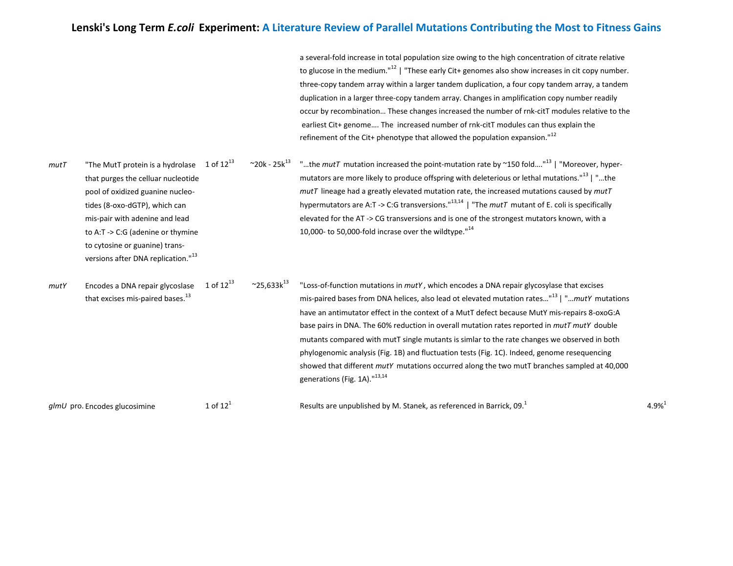# Lenski's Long Term *E.coli* Experiment: A Literature Review of Parallel Mutations Contributing the Most to Fitness Gains

| Gene | Function | Populations | Generation | Notes | Fitness |
|---|---|---|---|---|---|
| | | | | a several-fold increase in total population size owing to the high concentration of citrate relative to glucose in the medium."[12] \| "These early Cit+ genomes also show increases in cit copy number. three-copy tandem array within a larger tandem duplication, a four copy tandem array, a tandem duplication in a larger three-copy tandem array. Changes in amplification copy number readily occur by recombination… These changes increased the number of rnk-citT modules relative to the earliest Cit+ genome…. The increased number of rnk-citT modules can thus explain the refinement of the Cit+ phenotype that allowed the population expansion."[12] | |
| *mutT* | "The MutT protein is a hydrolase that purges the celluar nucleotide pool of oxidized guanine nucleotides (8-oxo-dGTP), which can mis-pair with adenine and lead to A:T -> C:G (adenine or thymine to cytosine or guanine) transversions after DNA replication."[13] | 1 of 12[13] | ~20k - 25k[13] | "…the *mutT* mutation increased the point-mutation rate by ~150 fold…."[13] \| "Moreover, hypermutators are more likely to produce offspring with deleterious or lethal mutations."[13] \| "…the *mutT* lineage had a greatly elevated mutation rate, the increased mutations caused by *mutT* hypermutators are A:T -> C:G transversions."[13,14] \| "The *mutT* mutant of E. coli is specifically elevated for the AT -> CG transversions and is one of the strongest mutators known, with a 10,000- to 50,000-fold incrase over the wildtype."[14] | |
| *mutY* | Encodes a DNA repair glycoslase that excises mis-paired bases.[13] | 1 of 12[13] | ~25,633k[13] | "Loss-of-function mutations in *mutY*, which encodes a DNA repair glycosylase that excises mis-paired bases from DNA helices, also lead ot elevated mutation rates…"[13] \| "…*mutY* mutations have an antimutator effect in the context of a MutT defect because MutY mis-repairs 8-oxoG:A base pairs in DNA. The 60% reduction in overall mutation rates reported in *mutT mutY* double mutants compared with mutT single mutants is simlar to the rate changes we observed in both phylogenomic analysis (Fig. 1B) and fluctuation tests (Fig. 1C). Indeed, genome resequencing showed that different *mutY* mutations occurred along the two mutT branches sampled at 40,000 generations (Fig. 1A)."[13,14] | |
| *glmU* pro. | Encodes glucosimine | 1 of 12[1] | | Results are unpublished by M. Stanek, as referenced in Barrick, 09.[1] | 4.9%[1] |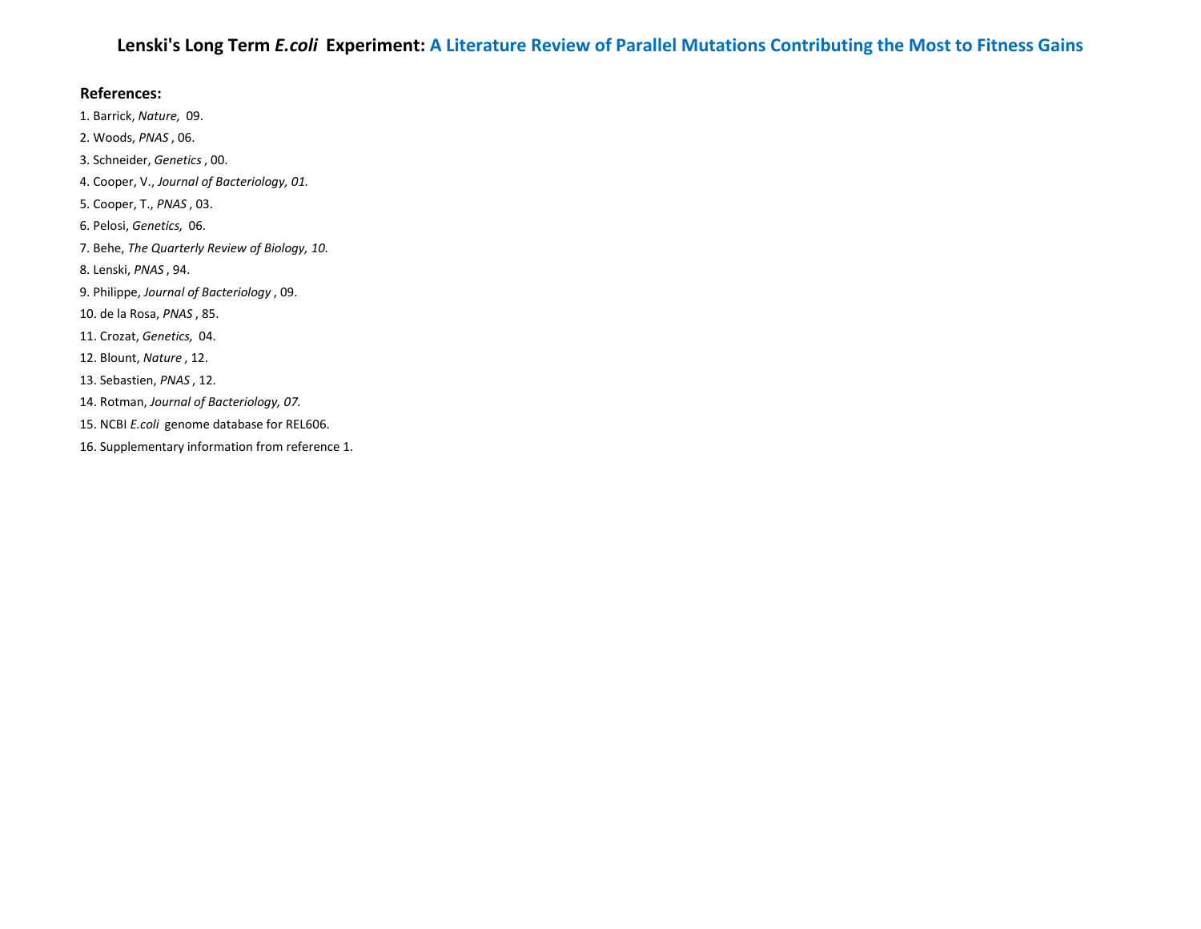# Lenski's Long Term *E.coli* Experiment: A Literature Review of Parallel Mutations Contributing the Most to Fitness Gains

**References:**

1. Barrick, *Nature,* 09.
2. Woods, *PNAS* , 06.
3. Schneider, *Genetics* , 00.
4. Cooper, V., *Journal of Bacteriology, 01.*
5. Cooper, T., *PNAS* , 03.
6. Pelosi, *Genetics,* 06.
7. Behe, *The Quarterly Review of Biology, 10.*
8. Lenski, *PNAS* , 94.
9. Philippe, *Journal of Bacteriology* , 09.
10. de la Rosa, *PNAS* , 85.
11. Crozat, *Genetics,* 04.
12. Blount, *Nature* , 12.
13. Sebastien, *PNAS* , 12.
14. Rotman, *Journal of Bacteriology, 07.*
15. NCBI *E.coli* genome database for REL606.
16. Supplementary information from reference 1.